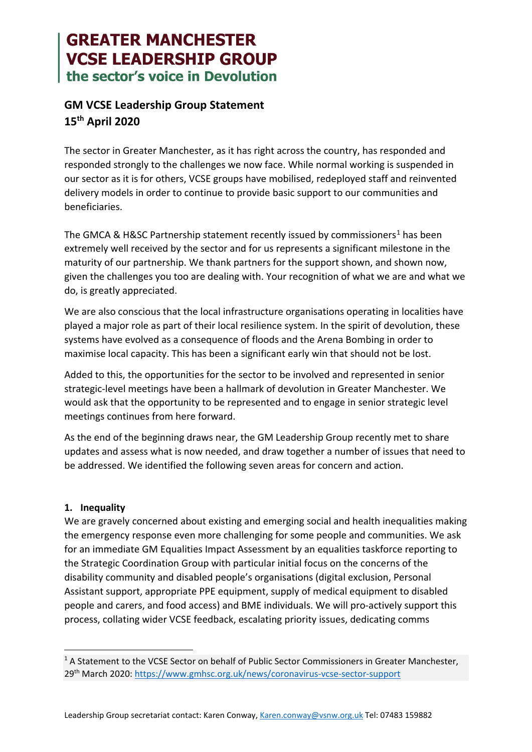# GREATER MANCHESTER VCSE LEADERSHIP GROUP
## the sector's voice in Devolution

## GM VCSE Leadership Group Statement
## 15th April 2020

The sector in Greater Manchester, as it has right across the country, has responded and responded strongly to the challenges we now face. While normal working is suspended in our sector as it is for others, VCSE groups have mobilised, redeployed staff and reinvented delivery models in order to continue to provide basic support to our communities and beneficiaries.

The GMCA & H&SC Partnership statement recently issued by commissioners[1] has been extremely well received by the sector and for us represents a significant milestone in the maturity of our partnership. We thank partners for the support shown, and shown now, given the challenges you too are dealing with. Your recognition of what we are and what we do, is greatly appreciated.

We are also conscious that the local infrastructure organisations operating in localities have played a major role as part of their local resilience system. In the spirit of devolution, these systems have evolved as a consequence of floods and the Arena Bombing in order to maximise local capacity. This has been a significant early win that should not be lost.

Added to this, the opportunities for the sector to be involved and represented in senior strategic-level meetings have been a hallmark of devolution in Greater Manchester. We would ask that the opportunity to be represented and to engage in senior strategic level meetings continues from here forward.

As the end of the beginning draws near, the GM Leadership Group recently met to share updates and assess what is now needed, and draw together a number of issues that need to be addressed. We identified the following seven areas for concern and action.

**1. Inequality**

We are gravely concerned about existing and emerging social and health inequalities making the emergency response even more challenging for some people and communities. We ask for an immediate GM Equalities Impact Assessment by an equalities taskforce reporting to the Strategic Coordination Group with particular initial focus on the concerns of the disability community and disabled people's organisations (digital exclusion, Personal Assistant support, appropriate PPE equipment, supply of medical equipment to disabled people and carers, and food access) and BME individuals. We will pro-actively support this process, collating wider VCSE feedback, escalating priority issues, dedicating comms

---

[1] A Statement to the VCSE Sector on behalf of Public Sector Commissioners in Greater Manchester, 29th March 2020: https://www.gmhsc.org.uk/news/coronavirus-vcse-sector-support

Leadership Group secretariat contact: Karen Conway, Karen.conway@vsnw.org.uk Tel: 07483 159882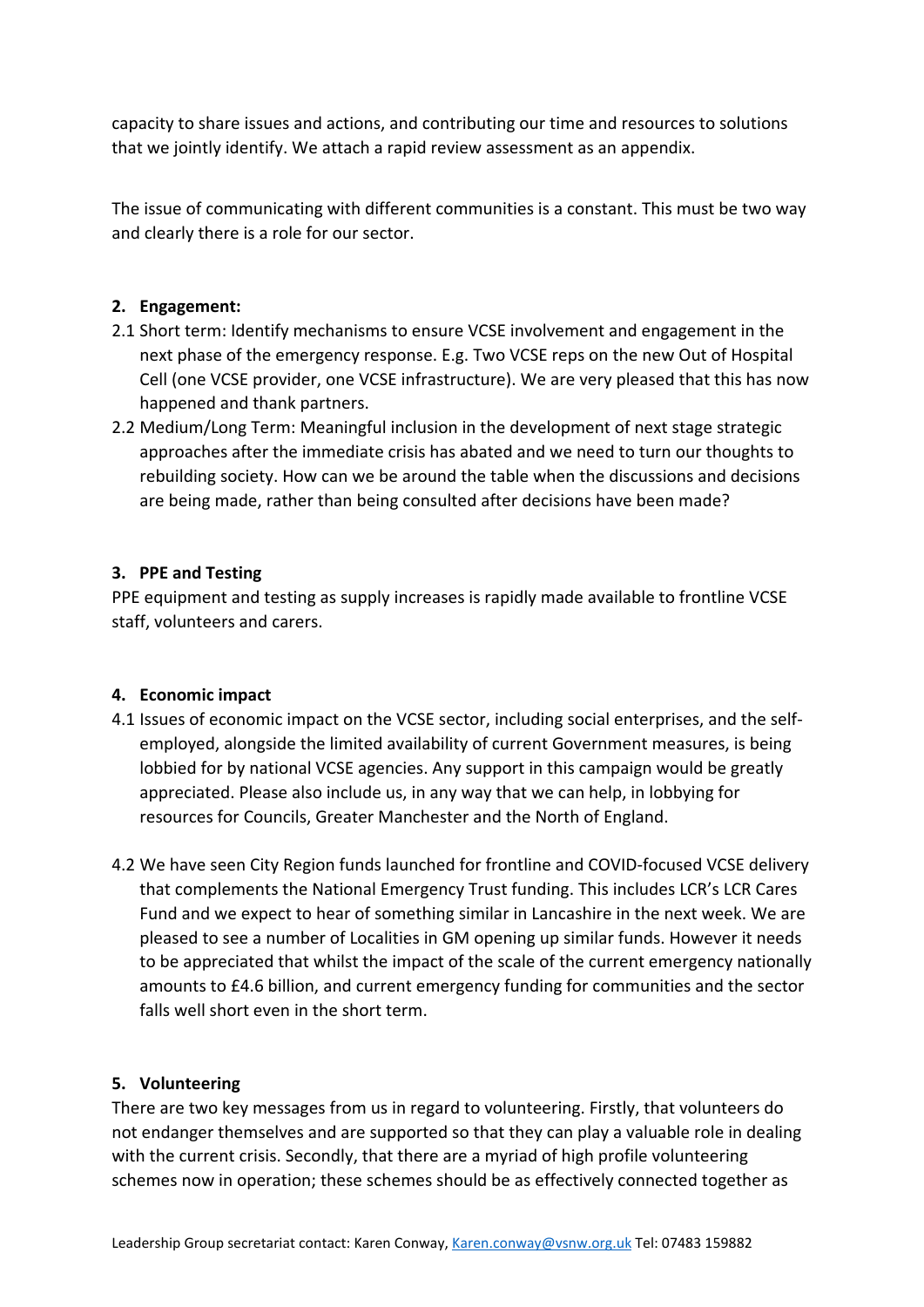capacity to share issues and actions, and contributing our time and resources to solutions that we jointly identify. We attach a rapid review assessment as an appendix.

The issue of communicating with different communities is a constant. This must be two way and clearly there is a role for our sector.

**2. Engagement:**

2.1 Short term: Identify mechanisms to ensure VCSE involvement and engagement in the next phase of the emergency response. E.g. Two VCSE reps on the new Out of Hospital Cell (one VCSE provider, one VCSE infrastructure). We are very pleased that this has now happened and thank partners.

2.2 Medium/Long Term: Meaningful inclusion in the development of next stage strategic approaches after the immediate crisis has abated and we need to turn our thoughts to rebuilding society. How can we be around the table when the discussions and decisions are being made, rather than being consulted after decisions have been made?

**3. PPE and Testing**

PPE equipment and testing as supply increases is rapidly made available to frontline VCSE staff, volunteers and carers.

**4. Economic impact**

4.1 Issues of economic impact on the VCSE sector, including social enterprises, and the self-employed, alongside the limited availability of current Government measures, is being lobbied for by national VCSE agencies. Any support in this campaign would be greatly appreciated. Please also include us, in any way that we can help, in lobbying for resources for Councils, Greater Manchester and the North of England.

4.2 We have seen City Region funds launched for frontline and COVID-focused VCSE delivery that complements the National Emergency Trust funding. This includes LCR's LCR Cares Fund and we expect to hear of something similar in Lancashire in the next week. We are pleased to see a number of Localities in GM opening up similar funds. However it needs to be appreciated that whilst the impact of the scale of the current emergency nationally amounts to £4.6 billion, and current emergency funding for communities and the sector falls well short even in the short term.

**5. Volunteering**

There are two key messages from us in regard to volunteering. Firstly, that volunteers do not endanger themselves and are supported so that they can play a valuable role in dealing with the current crisis. Secondly, that there are a myriad of high profile volunteering schemes now in operation; these schemes should be as effectively connected together as

Leadership Group secretariat contact: Karen Conway, Karen.conway@vsnw.org.uk Tel: 07483 159882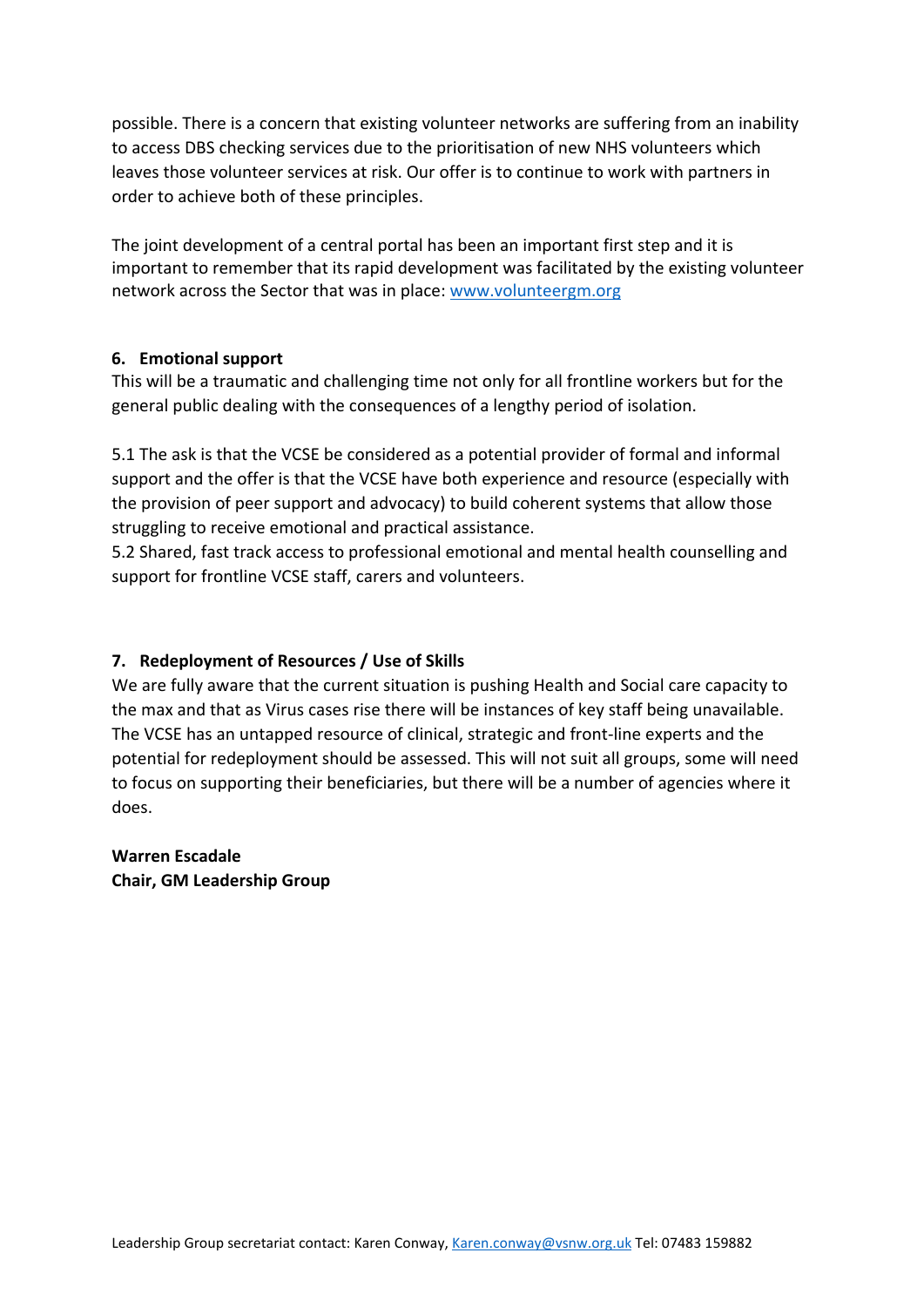possible. There is a concern that existing volunteer networks are suffering from an inability to access DBS checking services due to the prioritisation of new NHS volunteers which leaves those volunteer services at risk. Our offer is to continue to work with partners in order to achieve both of these principles.

The joint development of a central portal has been an important first step and it is important to remember that its rapid development was facilitated by the existing volunteer network across the Sector that was in place: [www.volunteergm.org](www.volunteergm.org)

## 6. Emotional support

This will be a traumatic and challenging time not only for all frontline workers but for the general public dealing with the consequences of a lengthy period of isolation.

5.1 The ask is that the VCSE be considered as a potential provider of formal and informal support and the offer is that the VCSE have both experience and resource (especially with the provision of peer support and advocacy) to build coherent systems that allow those struggling to receive emotional and practical assistance.
5.2 Shared, fast track access to professional emotional and mental health counselling and support for frontline VCSE staff, carers and volunteers.

## 7. Redeployment of Resources / Use of Skills

We are fully aware that the current situation is pushing Health and Social care capacity to the max and that as Virus cases rise there will be instances of key staff being unavailable. The VCSE has an untapped resource of clinical, strategic and front-line experts and the potential for redeployment should be assessed. This will not suit all groups, some will need to focus on supporting their beneficiaries, but there will be a number of agencies where it does.

**Warren Escadale**
**Chair, GM Leadership Group**

Leadership Group secretariat contact: Karen Conway, [Karen.conway@vsnw.org.uk](mailto:Karen.conway@vsnw.org.uk) Tel: 07483 159882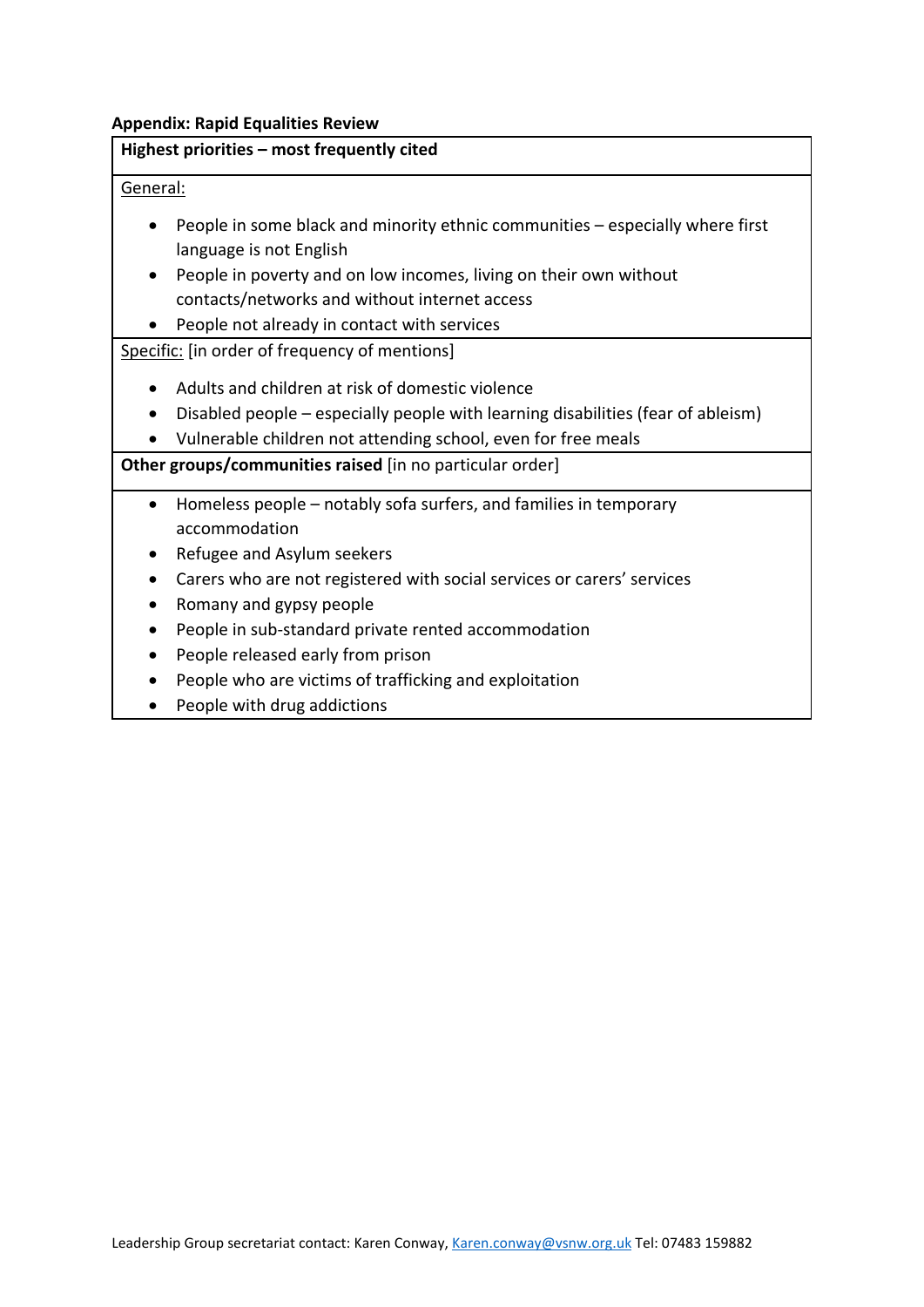**Appendix: Rapid Equalities Review**

**Highest priorities – most frequently cited**

General:

- People in some black and minority ethnic communities – especially where first language is not English
- People in poverty and on low incomes, living on their own without contacts/networks and without internet access
- People not already in contact with services

Specific: [in order of frequency of mentions]

- Adults and children at risk of domestic violence
- Disabled people – especially people with learning disabilities (fear of ableism)
- Vulnerable children not attending school, even for free meals

**Other groups/communities raised** [in no particular order]

- Homeless people – notably sofa surfers, and families in temporary accommodation
- Refugee and Asylum seekers
- Carers who are not registered with social services or carers' services
- Romany and gypsy people
- People in sub-standard private rented accommodation
- People released early from prison
- People who are victims of trafficking and exploitation
- People with drug addictions